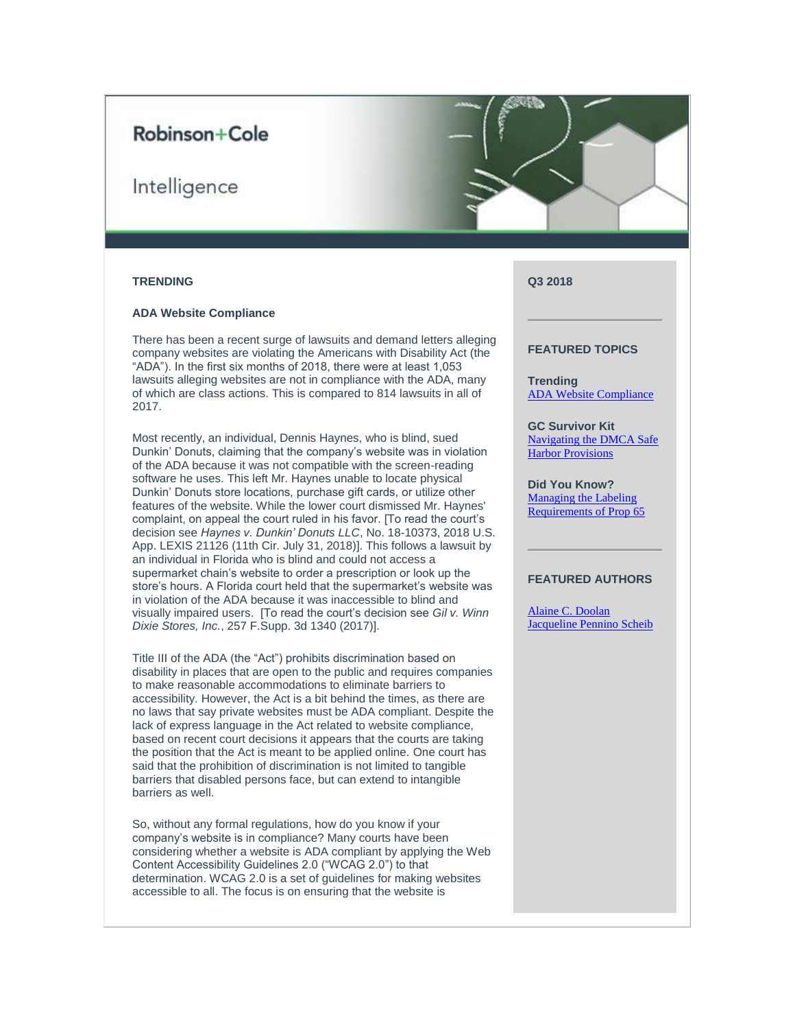Robinson+Cole

Intelligence

## TRENDING

### ADA Website Compliance

There has been a recent surge of lawsuits and demand letters alleging company websites are violating the Americans with Disability Act (the "ADA"). In the first six months of 2018, there were at least 1,053 lawsuits alleging websites are not in compliance with the ADA, many of which are class actions. This is compared to 814 lawsuits in all of 2017.

Most recently, an individual, Dennis Haynes, who is blind, sued Dunkin' Donuts, claiming that the company's website was in violation of the ADA because it was not compatible with the screen-reading software he uses. This left Mr. Haynes unable to locate physical Dunkin' Donuts store locations, purchase gift cards, or utilize other features of the website. While the lower court dismissed Mr. Haynes' complaint, on appeal the court ruled in his favor. [To read the court's decision see *Haynes v. Dunkin' Donuts LLC*, No. 18-10373, 2018 U.S. App. LEXIS 21126 (11th Cir. July 31, 2018)]. This follows a lawsuit by an individual in Florida who is blind and could not access a supermarket chain's website to order a prescription or look up the store's hours. A Florida court held that the supermarket's website was in violation of the ADA because it was inaccessible to blind and visually impaired users. [To read the court's decision see *Gil v. Winn Dixie Stores, Inc.*, 257 F.Supp. 3d 1340 (2017)].

Title III of the ADA (the "Act") prohibits discrimination based on disability in places that are open to the public and requires companies to make reasonable accommodations to eliminate barriers to accessibility. However, the Act is a bit behind the times, as there are no laws that say private websites must be ADA compliant. Despite the lack of express language in the Act related to website compliance, based on recent court decisions it appears that the courts are taking the position that the Act is meant to be applied online. One court has said that the prohibition of discrimination is not limited to tangible barriers that disabled persons face, but can extend to intangible barriers as well.

So, without any formal regulations, how do you know if your company's website is in compliance? Many courts have been considering whether a website is ADA compliant by applying the Web Content Accessibility Guidelines 2.0 ("WCAG 2.0") to that determination. WCAG 2.0 is a set of guidelines for making websites accessible to all. The focus is on ensuring that the website is

---

**Q3 2018**

**FEATURED TOPICS**

**Trending**
[ADA Website Compliance]

**GC Survivor Kit**
[Navigating the DMCA Safe Harbor Provisions]

**Did You Know?**
[Managing the Labeling Requirements of Prop 65]

**FEATURED AUTHORS**

[Alaine C. Doolan]
[Jacqueline Pennino Scheib]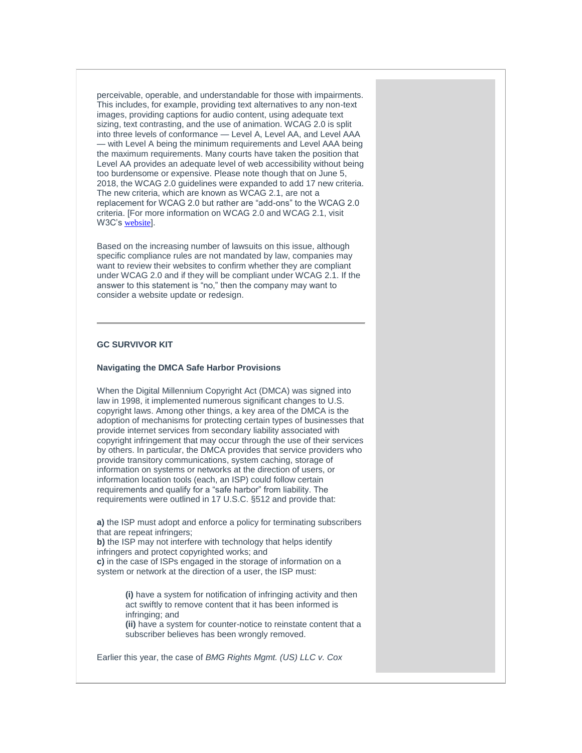perceivable, operable, and understandable for those with impairments. This includes, for example, providing text alternatives to any non-text images, providing captions for audio content, using adequate text sizing, text contrasting, and the use of animation. WCAG 2.0 is split into three levels of conformance — Level A, Level AA, and Level AAA — with Level A being the minimum requirements and Level AAA being the maximum requirements. Many courts have taken the position that Level AA provides an adequate level of web accessibility without being too burdensome or expensive. Please note though that on June 5, 2018, the WCAG 2.0 guidelines were expanded to add 17 new criteria. The new criteria, which are known as WCAG 2.1, are not a replacement for WCAG 2.0 but rather are "add-ons" to the WCAG 2.0 criteria. [For more information on WCAG 2.0 and WCAG 2.1, visit W3C's website].

Based on the increasing number of lawsuits on this issue, although specific compliance rules are not mandated by law, companies may want to review their websites to confirm whether they are compliant under WCAG 2.0 and if they will be compliant under WCAG 2.1. If the answer to this statement is "no," then the company may want to consider a website update or redesign.

---

## GC SURVIVOR KIT

### Navigating the DMCA Safe Harbor Provisions

When the Digital Millennium Copyright Act (DMCA) was signed into law in 1998, it implemented numerous significant changes to U.S. copyright laws. Among other things, a key area of the DMCA is the adoption of mechanisms for protecting certain types of businesses that provide internet services from secondary liability associated with copyright infringement that may occur through the use of their services by others. In particular, the DMCA provides that service providers who provide transitory communications, system caching, storage of information on systems or networks at the direction of users, or information location tools (each, an ISP) could follow certain requirements and qualify for a "safe harbor" from liability. The requirements were outlined in 17 U.S.C. §512 and provide that:

**a)** the ISP must adopt and enforce a policy for terminating subscribers that are repeat infringers;
**b)** the ISP may not interfere with technology that helps identify infringers and protect copyrighted works; and
**c)** in the case of ISPs engaged in the storage of information on a system or network at the direction of a user, the ISP must:

> **(i)** have a system for notification of infringing activity and then act swiftly to remove content that it has been informed is infringing; and
> **(ii)** have a system for counter-notice to reinstate content that a subscriber believes has been wrongly removed.

Earlier this year, the case of *BMG Rights Mgmt. (US) LLC v. Cox*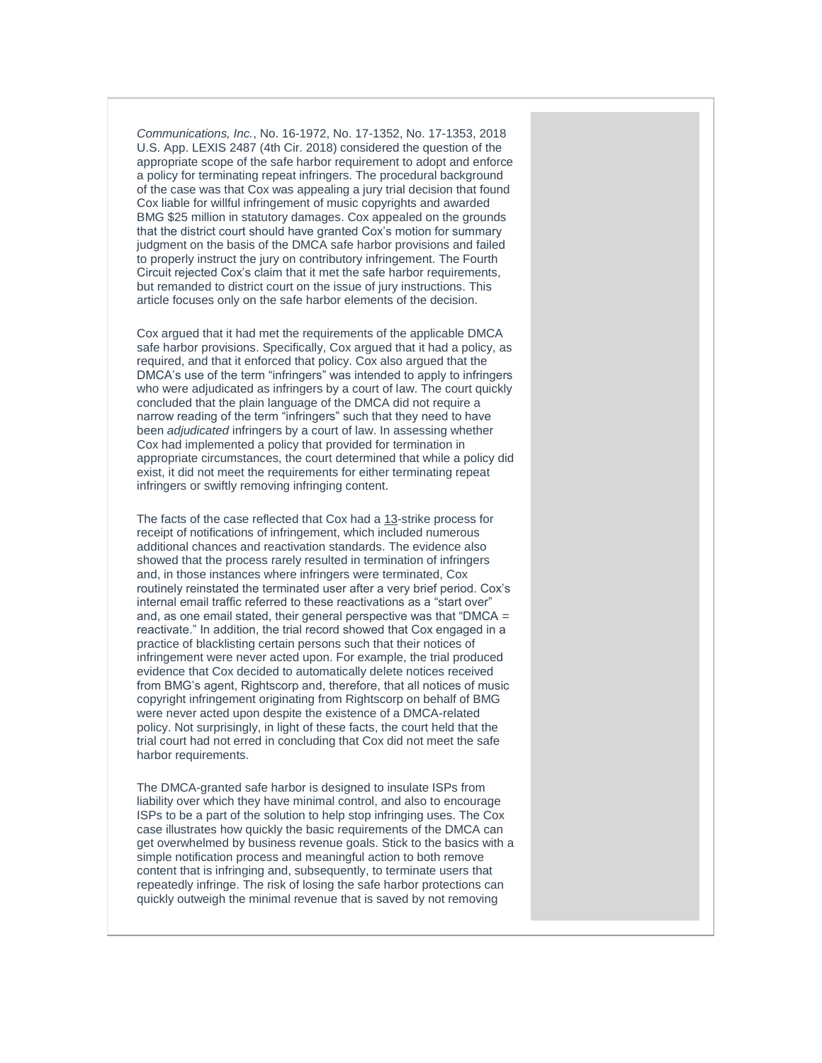*Communications, Inc.*, No. 16-1972, No. 17-1352, No. 17-1353, 2018 U.S. App. LEXIS 2487 (4th Cir. 2018) considered the question of the appropriate scope of the safe harbor requirement to adopt and enforce a policy for terminating repeat infringers. The procedural background of the case was that Cox was appealing a jury trial decision that found Cox liable for willful infringement of music copyrights and awarded BMG $25 million in statutory damages. Cox appealed on the grounds that the district court should have granted Cox's motion for summary judgment on the basis of the DMCA safe harbor provisions and failed to properly instruct the jury on contributory infringement. The Fourth Circuit rejected Cox's claim that it met the safe harbor requirements, but remanded to district court on the issue of jury instructions. This article focuses only on the safe harbor elements of the decision.

Cox argued that it had met the requirements of the applicable DMCA safe harbor provisions. Specifically, Cox argued that it had a policy, as required, and that it enforced that policy. Cox also argued that the DMCA's use of the term "infringers" was intended to apply to infringers who were adjudicated as infringers by a court of law. The court quickly concluded that the plain language of the DMCA did not require a narrow reading of the term "infringers" such that they need to have been *adjudicated* infringers by a court of law. In assessing whether Cox had implemented a policy that provided for termination in appropriate circumstances, the court determined that while a policy did exist, it did not meet the requirements for either terminating repeat infringers or swiftly removing infringing content.

The facts of the case reflected that Cox had a 13-strike process for receipt of notifications of infringement, which included numerous additional chances and reactivation standards. The evidence also showed that the process rarely resulted in termination of infringers and, in those instances where infringers were terminated, Cox routinely reinstated the terminated user after a very brief period. Cox's internal email traffic referred to these reactivations as a "start over" and, as one email stated, their general perspective was that "DMCA = reactivate." In addition, the trial record showed that Cox engaged in a practice of blacklisting certain persons such that their notices of infringement were never acted upon. For example, the trial produced evidence that Cox decided to automatically delete notices received from BMG's agent, Rightscorp and, therefore, that all notices of music copyright infringement originating from Rightscorp on behalf of BMG were never acted upon despite the existence of a DMCA-related policy. Not surprisingly, in light of these facts, the court held that the trial court had not erred in concluding that Cox did not meet the safe harbor requirements.

The DMCA-granted safe harbor is designed to insulate ISPs from liability over which they have minimal control, and also to encourage ISPs to be a part of the solution to help stop infringing uses. The Cox case illustrates how quickly the basic requirements of the DMCA can get overwhelmed by business revenue goals. Stick to the basics with a simple notification process and meaningful action to both remove content that is infringing and, subsequently, to terminate users that repeatedly infringe. The risk of losing the safe harbor protections can quickly outweigh the minimal revenue that is saved by not removing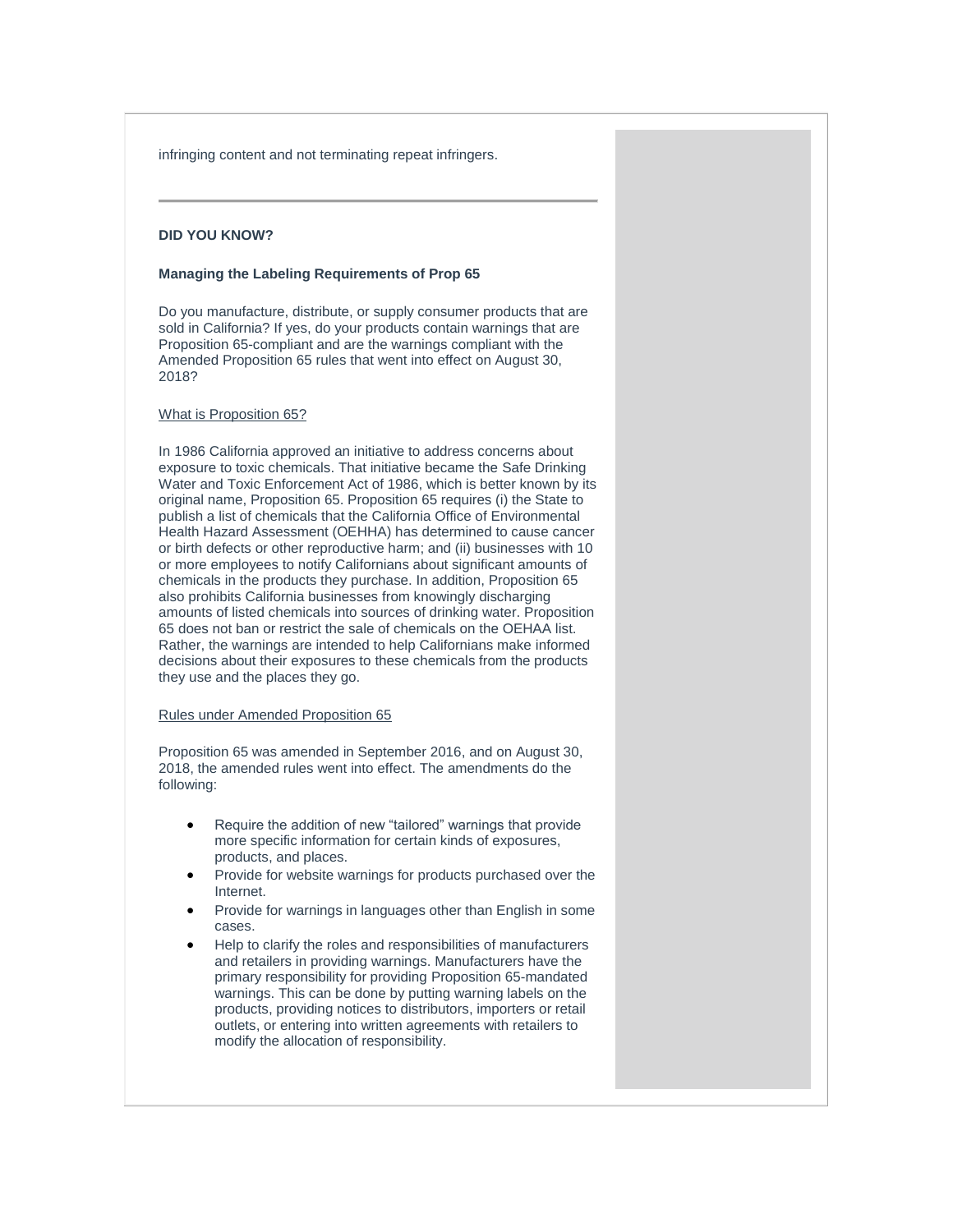infringing content and not terminating repeat infringers.

---

**DID YOU KNOW?**

**Managing the Labeling Requirements of Prop 65**

Do you manufacture, distribute, or supply consumer products that are sold in California? If yes, do your products contain warnings that are Proposition 65-compliant and are the warnings compliant with the Amended Proposition 65 rules that went into effect on August 30, 2018?

What is Proposition 65?

In 1986 California approved an initiative to address concerns about exposure to toxic chemicals. That initiative became the Safe Drinking Water and Toxic Enforcement Act of 1986, which is better known by its original name, Proposition 65. Proposition 65 requires (i) the State to publish a list of chemicals that the California Office of Environmental Health Hazard Assessment (OEHHA) has determined to cause cancer or birth defects or other reproductive harm; and (ii) businesses with 10 or more employees to notify Californians about significant amounts of chemicals in the products they purchase. In addition, Proposition 65 also prohibits California businesses from knowingly discharging amounts of listed chemicals into sources of drinking water. Proposition 65 does not ban or restrict the sale of chemicals on the OEHAA list. Rather, the warnings are intended to help Californians make informed decisions about their exposures to these chemicals from the products they use and the places they go.

Rules under Amended Proposition 65

Proposition 65 was amended in September 2016, and on August 30, 2018, the amended rules went into effect. The amendments do the following:

- Require the addition of new "tailored" warnings that provide more specific information for certain kinds of exposures, products, and places.
- Provide for website warnings for products purchased over the Internet.
- Provide for warnings in languages other than English in some cases.
- Help to clarify the roles and responsibilities of manufacturers and retailers in providing warnings. Manufacturers have the primary responsibility for providing Proposition 65-mandated warnings. This can be done by putting warning labels on the products, providing notices to distributors, importers or retail outlets, or entering into written agreements with retailers to modify the allocation of responsibility.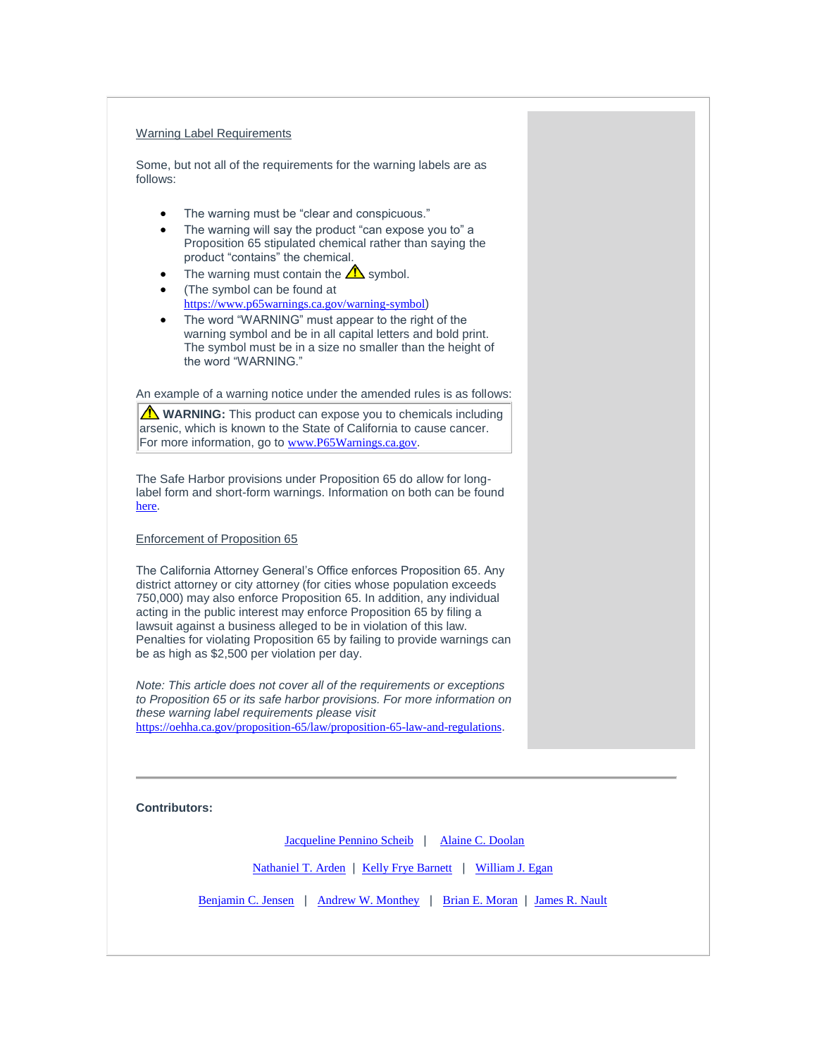## Warning Label Requirements

Some, but not all of the requirements for the warning labels are as follows:

- The warning must be "clear and conspicuous."
- The warning will say the product "can expose you to" a Proposition 65 stipulated chemical rather than saying the product "contains" the chemical.
- The warning must contain the ⚠ symbol.
- (The symbol can be found at https://www.p65warnings.ca.gov/warning-symbol)
- The word "WARNING" must appear to the right of the warning symbol and be in all capital letters and bold print. The symbol must be in a size no smaller than the height of the word "WARNING."

An example of a warning notice under the amended rules is as follows:

> ⚠ **WARNING:** This product can expose you to chemicals including arsenic, which is known to the State of California to cause cancer. For more information, go to www.P65Warnings.ca.gov.

The Safe Harbor provisions under Proposition 65 do allow for long-label form and short-form warnings. Information on both can be found here.

## Enforcement of Proposition 65

The California Attorney General's Office enforces Proposition 65. Any district attorney or city attorney (for cities whose population exceeds 750,000) may also enforce Proposition 65. In addition, any individual acting in the public interest may enforce Proposition 65 by filing a lawsuit against a business alleged to be in violation of this law. Penalties for violating Proposition 65 by failing to provide warnings can be as high as $2,500 per violation per day.

*Note: This article does not cover all of the requirements or exceptions to Proposition 65 or its safe harbor provisions. For more information on these warning label requirements please visit* https://oehha.ca.gov/proposition-65/law/proposition-65-law-and-regulations.

---

**Contributors:**

Jacqueline Pennino Scheib | Alaine C. Doolan

Nathaniel T. Arden | Kelly Frye Barnett | William J. Egan

Benjamin C. Jensen | Andrew W. Monthey | Brian E. Moran | James R. Nault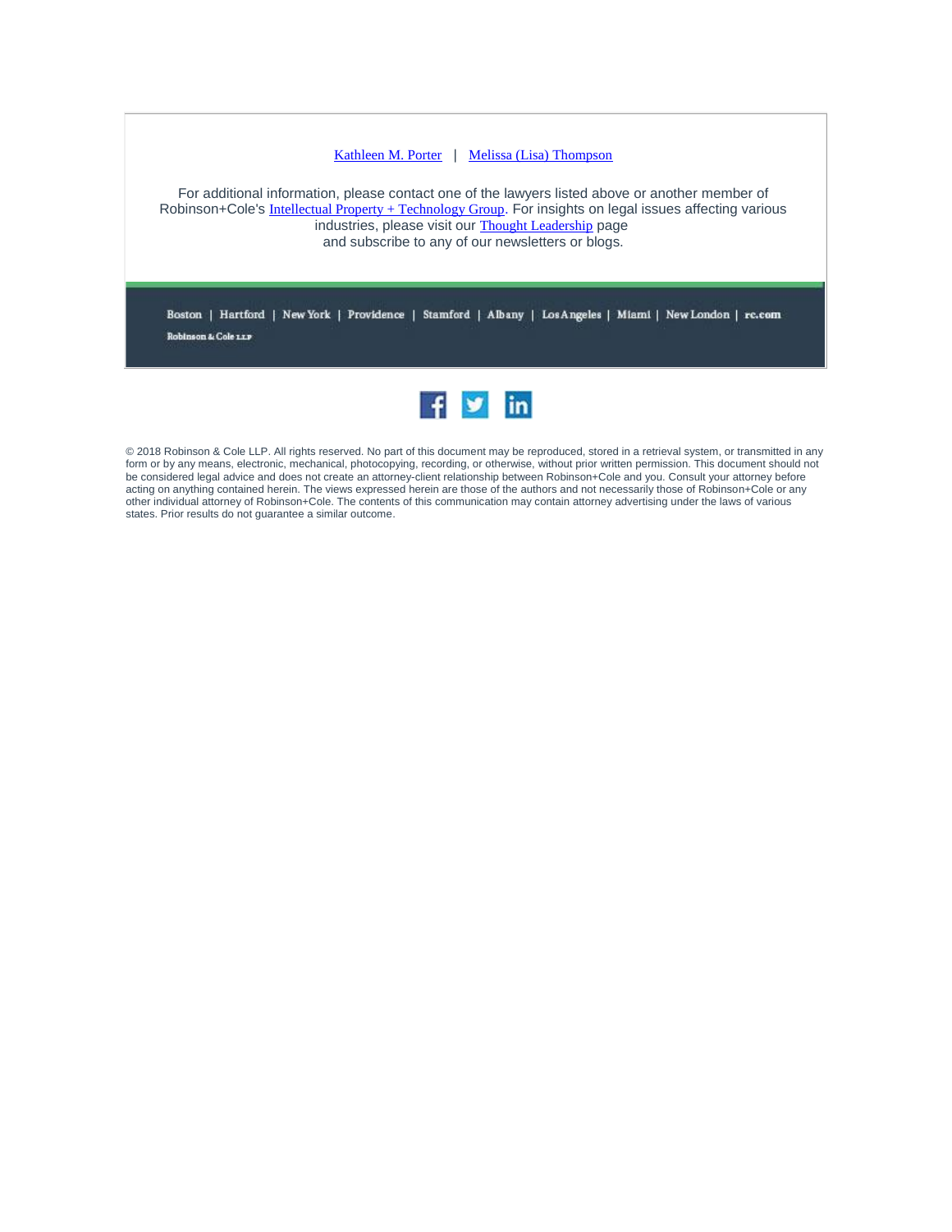Kathleen M. Porter | Melissa (Lisa) Thompson

For additional information, please contact one of the lawyers listed above or another member of Robinson+Cole's Intellectual Property + Technology Group. For insights on legal issues affecting various industries, please visit our Thought Leadership page and subscribe to any of our newsletters or blogs.

Boston | Hartford | New York | Providence | Stamford | Albany | Los Angeles | Miami | New London | rc.com

Robinson & Cole LLP

© 2018 Robinson & Cole LLP. All rights reserved. No part of this document may be reproduced, stored in a retrieval system, or transmitted in any form or by any means, electronic, mechanical, photocopying, recording, or otherwise, without prior written permission. This document should not be considered legal advice and does not create an attorney-client relationship between Robinson+Cole and you. Consult your attorney before acting on anything contained herein. The views expressed herein are those of the authors and not necessarily those of Robinson+Cole or any other individual attorney of Robinson+Cole. The contents of this communication may contain attorney advertising under the laws of various states. Prior results do not guarantee a similar outcome.